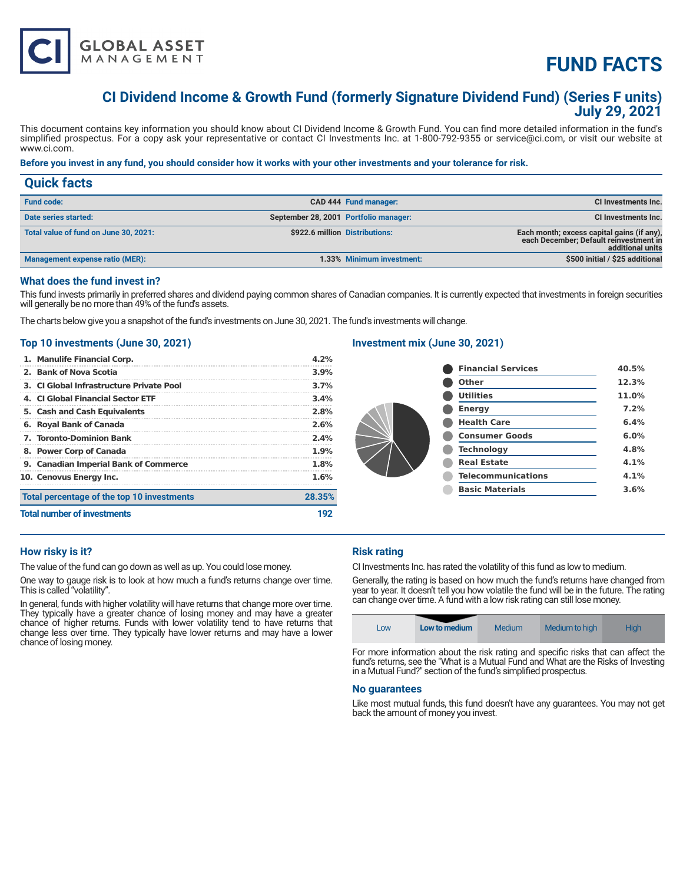# FUND FACTS

## CI Dividend Income & Growth Fund (formerly Signature Dividend Fund) (Series F units)
## July 29, 2021

This document contains key information you should know about CI Dividend Income & Growth Fund. You can find more detailed information in the fund's simplified prospectus. For a copy ask your representative or contact CI Investments Inc. at 1-800-792-9355 or service@ci.com, or visit our website at www.ci.com.

**Before you invest in any fund, you should consider how it works with your other investments and your tolerance for risk.**

## Quick facts

| | | | |
|---|---|---|---|
| **Fund code:** | CAD 444 | **Fund manager:** | CI Investments Inc. |
| **Date series started:** | September 28, 2001 | **Portfolio manager:** | CI Investments Inc. |
| **Total value of fund on June 30, 2021:** | $922.6 million | **Distributions:** | Each month; excess capital gains (if any), each December; Default reinvestment in additional units |
| **Management expense ratio (MER):** | 1.33% | **Minimum investment:** | $500 initial / $25 additional |

### What does the fund invest in?

This fund invests primarily in preferred shares and dividend paying common shares of Canadian companies. It is currently expected that investments in foreign securities will generally be no more than 49% of the fund's assets.

The charts below give you a snapshot of the fund's investments on June 30, 2021. The fund's investments will change.

### Top 10 investments (June 30, 2021)

| | |
|---|---|
| 1. Manulife Financial Corp. | 4.2% |
| 2. Bank of Nova Scotia | 3.9% |
| 3. CI Global Infrastructure Private Pool | 3.7% |
| 4. CI Global Financial Sector ETF | 3.4% |
| 5. Cash and Cash Equivalents | 2.8% |
| 6. Royal Bank of Canada | 2.6% |
| 7. Toronto-Dominion Bank | 2.4% |
| 8. Power Corp of Canada | 1.9% |
| 9. Canadian Imperial Bank of Commerce | 1.8% |
| 10. Cenovus Energy Inc. | 1.6% |
| **Total percentage of the top 10 investments** | **28.35%** |
| **Total number of investments** | **192** |

### Investment mix (June 30, 2021)

| | |
|---|---|
| Financial Services | 40.5% |
| Other | 12.3% |
| Utilities | 11.0% |
| Energy | 7.2% |
| Health Care | 6.4% |
| Consumer Goods | 6.0% |
| Technology | 4.8% |
| Real Estate | 4.1% |
| Telecommunications | 4.1% |
| Basic Materials | 3.6% |

### How risky is it?

The value of the fund can go down as well as up. You could lose money.

One way to gauge risk is to look at how much a fund's returns change over time. This is called "volatility".

In general, funds with higher volatility will have returns that change more over time. They typically have a greater chance of losing money and may have a greater chance of higher returns. Funds with lower volatility tend to have returns that change less over time. They typically have lower returns and may have a lower chance of losing money.

### Risk rating

CI Investments Inc. has rated the volatility of this fund as low to medium.

Generally, the rating is based on how much the fund's returns have changed from year to year. It doesn't tell you how volatile the fund will be in the future. The rating can change over time. A fund with a low risk rating can still lose money.

| Low | **Low to medium** | Medium | Medium to high | High |
|---|---|---|---|---|

For more information about the risk rating and specific risks that can affect the fund's returns, see the "What is a Mutual Fund and What are the Risks of Investing in a Mutual Fund?" section of the fund's simplified prospectus.

### No guarantees

Like most mutual funds, this fund doesn't have any guarantees. You may not get back the amount of money you invest.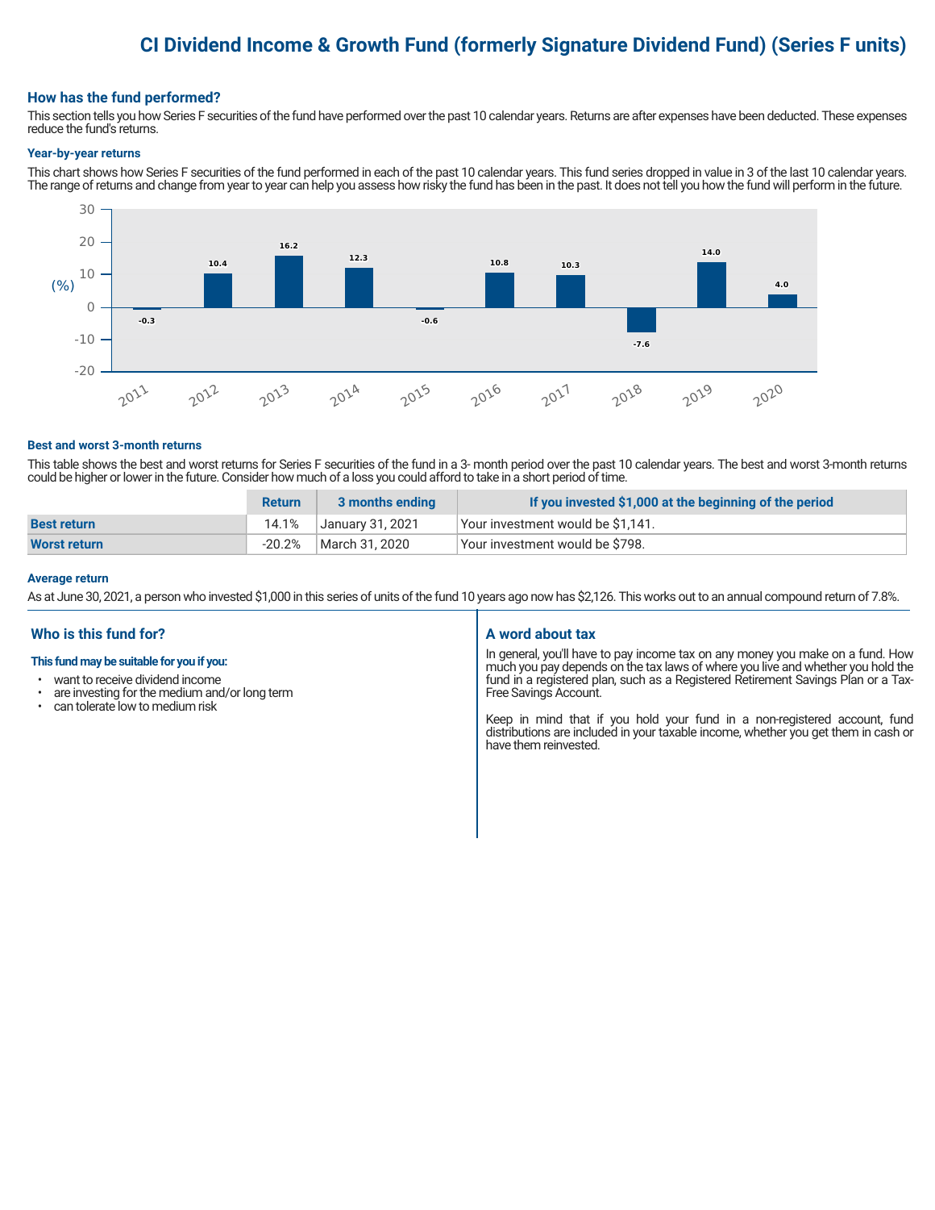# CI Dividend Income & Growth Fund (formerly Signature Dividend Fund) (Series F units)

## How has the fund performed?

This section tells you how Series F securities of the fund have performed over the past 10 calendar years. Returns are after expenses have been deducted. These expenses reduce the fund's returns.

### Year-by-year returns

This chart shows how Series F securities of the fund performed in each of the past 10 calendar years. This fund series dropped in value in 3 of the last 10 calendar years. The range of returns and change from year to year can help you assess how risky the fund has been in the past. It does not tell you how the fund will perform in the future.

| Year | 2011 | 2012 | 2013 | 2014 | 2015 | 2016 | 2017 | 2018 | 2019 | 2020 |
|---|---|---|---|---|---|---|---|---|---|---|
| Return (%) | -0.3 | 10.4 | 16.2 | 12.3 | -0.6 | 10.8 | 10.3 | -7.6 | 14.0 | 4.0 |

### Best and worst 3-month returns

This table shows the best and worst returns for Series F securities of the fund in a 3- month period over the past 10 calendar years. The best and worst 3-month returns could be higher or lower in the future. Consider how much of a loss you could afford to take in a short period of time.

| | Return | 3 months ending | If you invested $1,000 at the beginning of the period |
|---|---|---|---|
| **Best return** | 14.1% | January 31, 2021 | Your investment would be $1,141. |
| **Worst return** | -20.2% | March 31, 2020 | Your investment would be $798. |

### Average return

As at June 30, 2021, a person who invested $1,000 in this series of units of the fund 10 years ago now has $2,126. This works out to an annual compound return of 7.8%.

## Who is this fund for?

**This fund may be suitable for you if you:**

- want to receive dividend income
- are investing for the medium and/or long term
- can tolerate low to medium risk

## A word about tax

In general, you'll have to pay income tax on any money you make on a fund. How much you pay depends on the tax laws of where you live and whether you hold the fund in a registered plan, such as a Registered Retirement Savings Plan or a Tax-Free Savings Account.

Keep in mind that if you hold your fund in a non-registered account, fund distributions are included in your taxable income, whether you get them in cash or have them reinvested.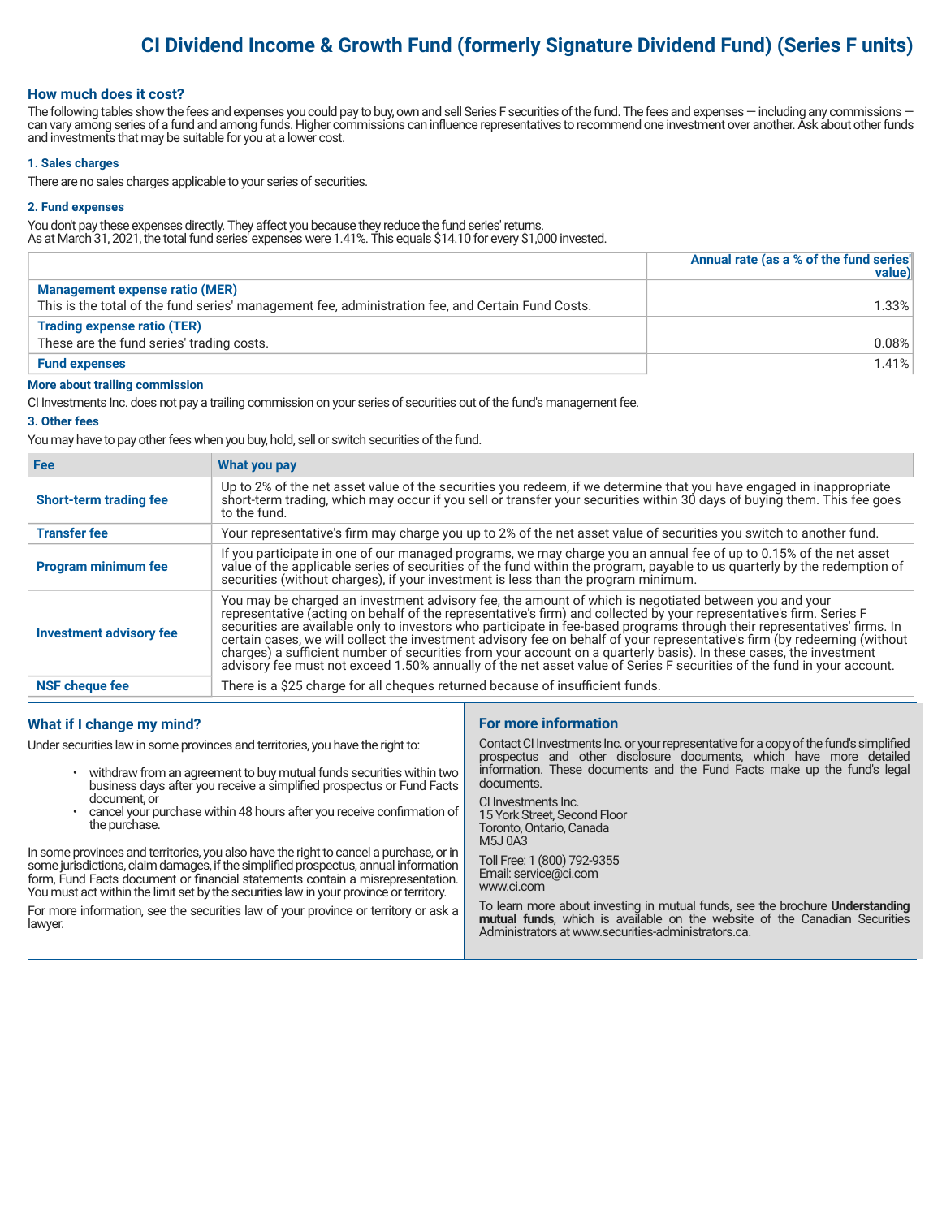# CI Dividend Income & Growth Fund (formerly Signature Dividend Fund) (Series F units)

## How much does it cost?

The following tables show the fees and expenses you could pay to buy, own and sell Series F securities of the fund. The fees and expenses — including any commissions — can vary among series of a fund and among funds. Higher commissions can influence representatives to recommend one investment over another. Ask about other funds and investments that may be suitable for you at a lower cost.

### 1. Sales charges

There are no sales charges applicable to your series of securities.

### 2. Fund expenses

You don't pay these expenses directly. They affect you because they reduce the fund series' returns.
As at March 31, 2021, the total fund series' expenses were 1.41%. This equals $14.10 for every $1,000 invested.

| | Annual rate (as a % of the fund series' value) |
|---|---|
| **Management expense ratio (MER)**<br>This is the total of the fund series' management fee, administration fee, and Certain Fund Costs. | 1.33% |
| **Trading expense ratio (TER)**<br>These are the fund series' trading costs. | 0.08% |
| **Fund expenses** | 1.41% |

**More about trailing commission**

CI Investments Inc. does not pay a trailing commission on your series of securities out of the fund's management fee.

### 3. Other fees

You may have to pay other fees when you buy, hold, sell or switch securities of the fund.

| Fee | What you pay |
|---|---|
| **Short-term trading fee** | Up to 2% of the net asset value of the securities you redeem, if we determine that you have engaged in inappropriate short-term trading, which may occur if you sell or transfer your securities within 30 days of buying them. This fee goes to the fund. |
| **Transfer fee** | Your representative's firm may charge you up to 2% of the net asset value of securities you switch to another fund. |
| **Program minimum fee** | If you participate in one of our managed programs, we may charge you an annual fee of up to 0.15% of the net asset value of the applicable series of securities of the fund within the program, payable to us quarterly by the redemption of securities (without charges), if your investment is less than the program minimum. |
| **Investment advisory fee** | You may be charged an investment advisory fee, the amount of which is negotiated between you and your representative (acting on behalf of the representative's firm) and collected by your representative's firm. Series F securities are available only to investors who participate in fee-based programs through their representatives' firms. In certain cases, we will collect the investment advisory fee on behalf of your representative's firm (by redeeming (without charges) a sufficient number of securities from your account on a quarterly basis). In these cases, the investment advisory fee must not exceed 1.50% annually of the net asset value of Series F securities of the fund in your account. |
| **NSF cheque fee** | There is a $25 charge for all cheques returned because of insufficient funds. |

## What if I change my mind?

Under securities law in some provinces and territories, you have the right to:

- withdraw from an agreement to buy mutual funds securities within two business days after you receive a simplified prospectus or Fund Facts document, or
- cancel your purchase within 48 hours after you receive confirmation of the purchase.

In some provinces and territories, you also have the right to cancel a purchase, or in some jurisdictions, claim damages, if the simplified prospectus, annual information form, Fund Facts document or financial statements contain a misrepresentation. You must act within the limit set by the securities law in your province or territory.

For more information, see the securities law of your province or territory or ask a lawyer.

## For more information

Contact CI Investments Inc. or your representative for a copy of the fund's simplified prospectus and other disclosure documents, which have more detailed information. These documents and the Fund Facts make up the fund's legal documents.

CI Investments Inc.
15 York Street, Second Floor
Toronto, Ontario, Canada
M5J 0A3

Toll Free: 1 (800) 792-9355
Email: service@ci.com
www.ci.com

To learn more about investing in mutual funds, see the brochure **Understanding mutual funds**, which is available on the website of the Canadian Securities Administrators at www.securities-administrators.ca.